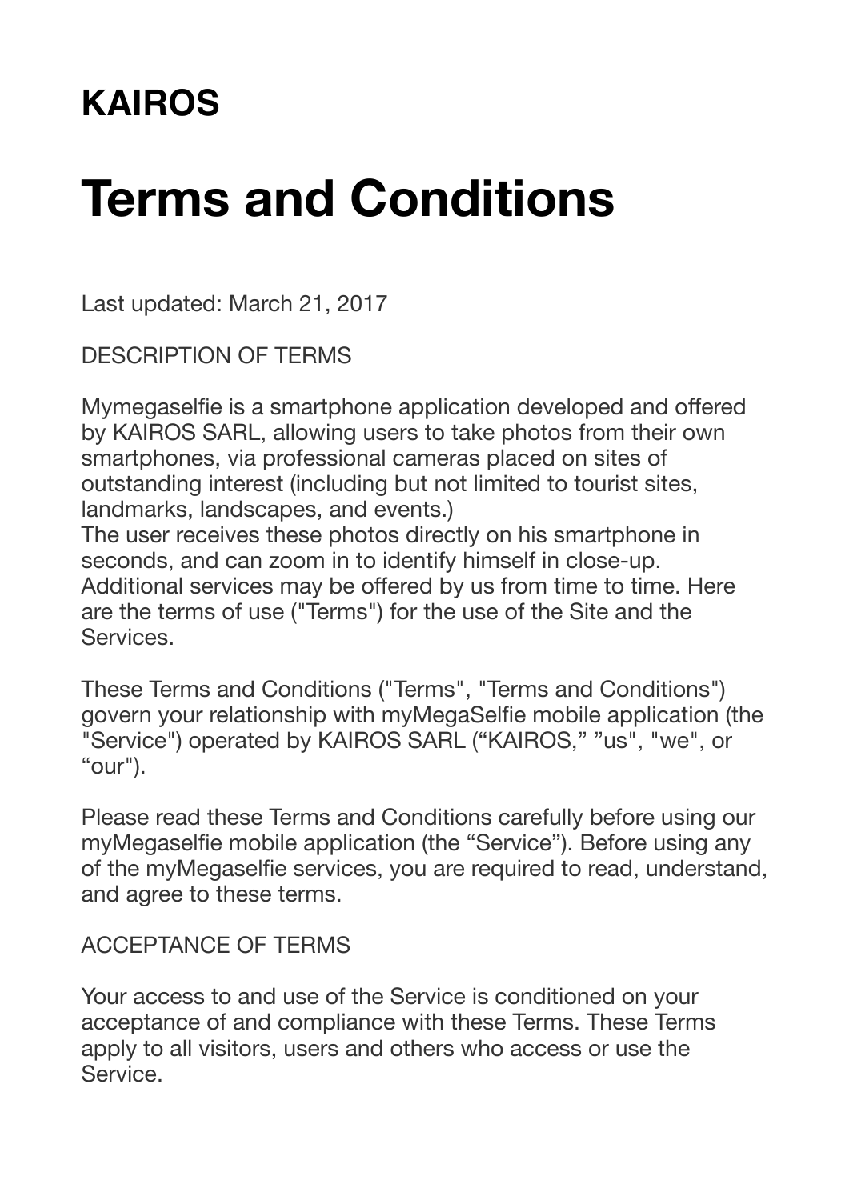## KAIROS

# Terms and Conditions

Last updated: March 21, 2017

DESCRIPTION OF TERMS

Mymegaselfie is a smartphone application developed and offered by KAIROS SARL, allowing users to take photos from their own smartphones, via professional cameras placed on sites of outstanding interest (including but not limited to tourist sites, landmarks, landscapes, and events.)
The user receives these photos directly on his smartphone in seconds, and can zoom in to identify himself in close-up. Additional services may be offered by us from time to time. Here are the terms of use ("Terms") for the use of the Site and the Services.

These Terms and Conditions ("Terms", "Terms and Conditions") govern your relationship with myMegaSelfie mobile application (the "Service") operated by KAIROS SARL (“KAIROS,” ”us", "we", or “our").

Please read these Terms and Conditions carefully before using our myMegaselfie mobile application (the “Service”). Before using any of the myMegaselfie services, you are required to read, understand, and agree to these terms.

ACCEPTANCE OF TERMS

Your access to and use of the Service is conditioned on your acceptance of and compliance with these Terms. These Terms apply to all visitors, users and others who access or use the Service.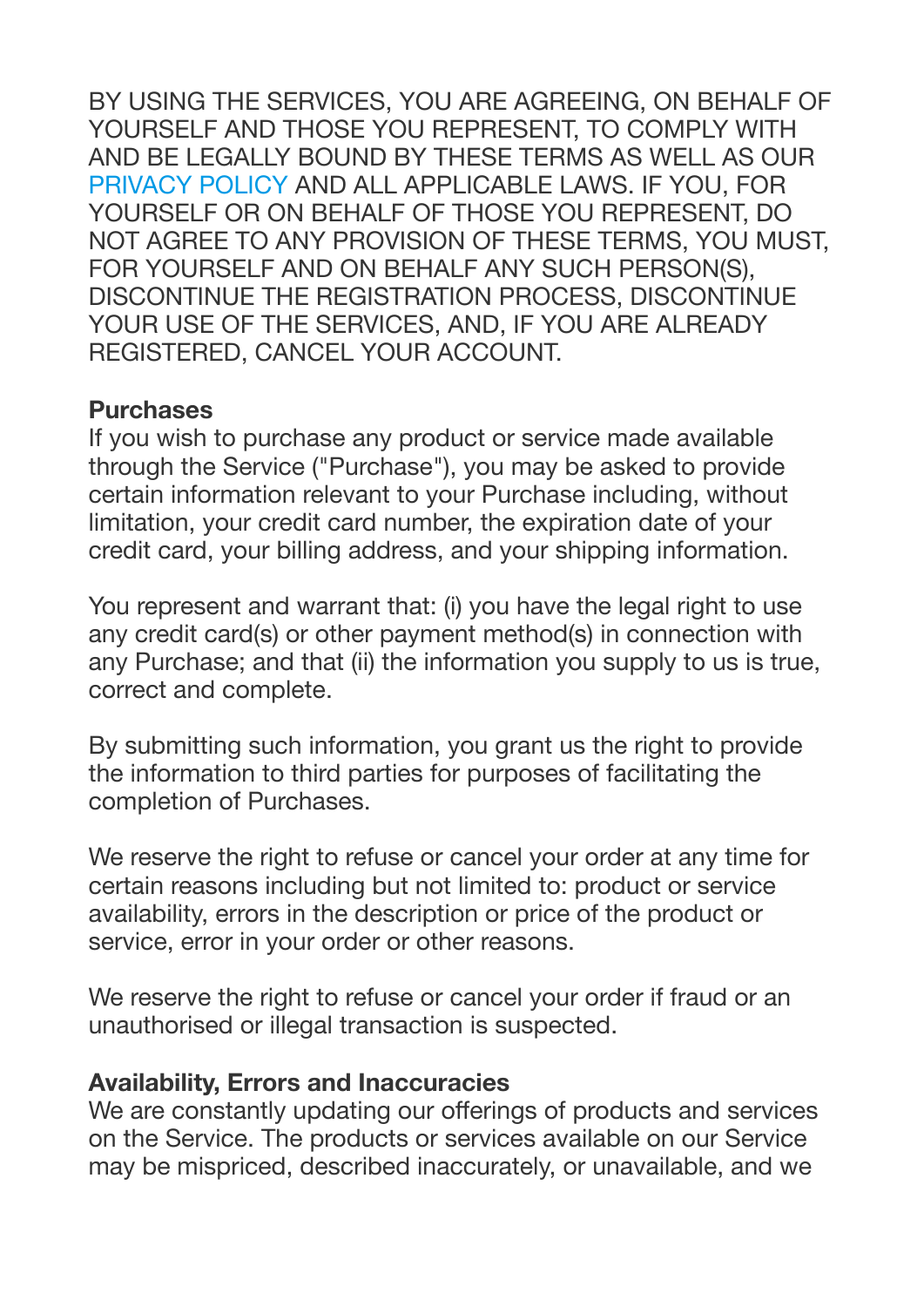BY USING THE SERVICES, YOU ARE AGREEING, ON BEHALF OF YOURSELF AND THOSE YOU REPRESENT, TO COMPLY WITH AND BE LEGALLY BOUND BY THESE TERMS AS WELL AS OUR PRIVACY POLICY AND ALL APPLICABLE LAWS. IF YOU, FOR YOURSELF OR ON BEHALF OF THOSE YOU REPRESENT, DO NOT AGREE TO ANY PROVISION OF THESE TERMS, YOU MUST, FOR YOURSELF AND ON BEHALF ANY SUCH PERSON(S), DISCONTINUE THE REGISTRATION PROCESS, DISCONTINUE YOUR USE OF THE SERVICES, AND, IF YOU ARE ALREADY REGISTERED, CANCEL YOUR ACCOUNT.

**Purchases**
If you wish to purchase any product or service made available through the Service ("Purchase"), you may be asked to provide certain information relevant to your Purchase including, without limitation, your credit card number, the expiration date of your credit card, your billing address, and your shipping information.

You represent and warrant that: (i) you have the legal right to use any credit card(s) or other payment method(s) in connection with any Purchase; and that (ii) the information you supply to us is true, correct and complete.

By submitting such information, you grant us the right to provide the information to third parties for purposes of facilitating the completion of Purchases.

We reserve the right to refuse or cancel your order at any time for certain reasons including but not limited to: product or service availability, errors in the description or price of the product or service, error in your order or other reasons.

We reserve the right to refuse or cancel your order if fraud or an unauthorised or illegal transaction is suspected.

**Availability, Errors and Inaccuracies**
We are constantly updating our offerings of products and services on the Service. The products or services available on our Service may be mispriced, described inaccurately, or unavailable, and we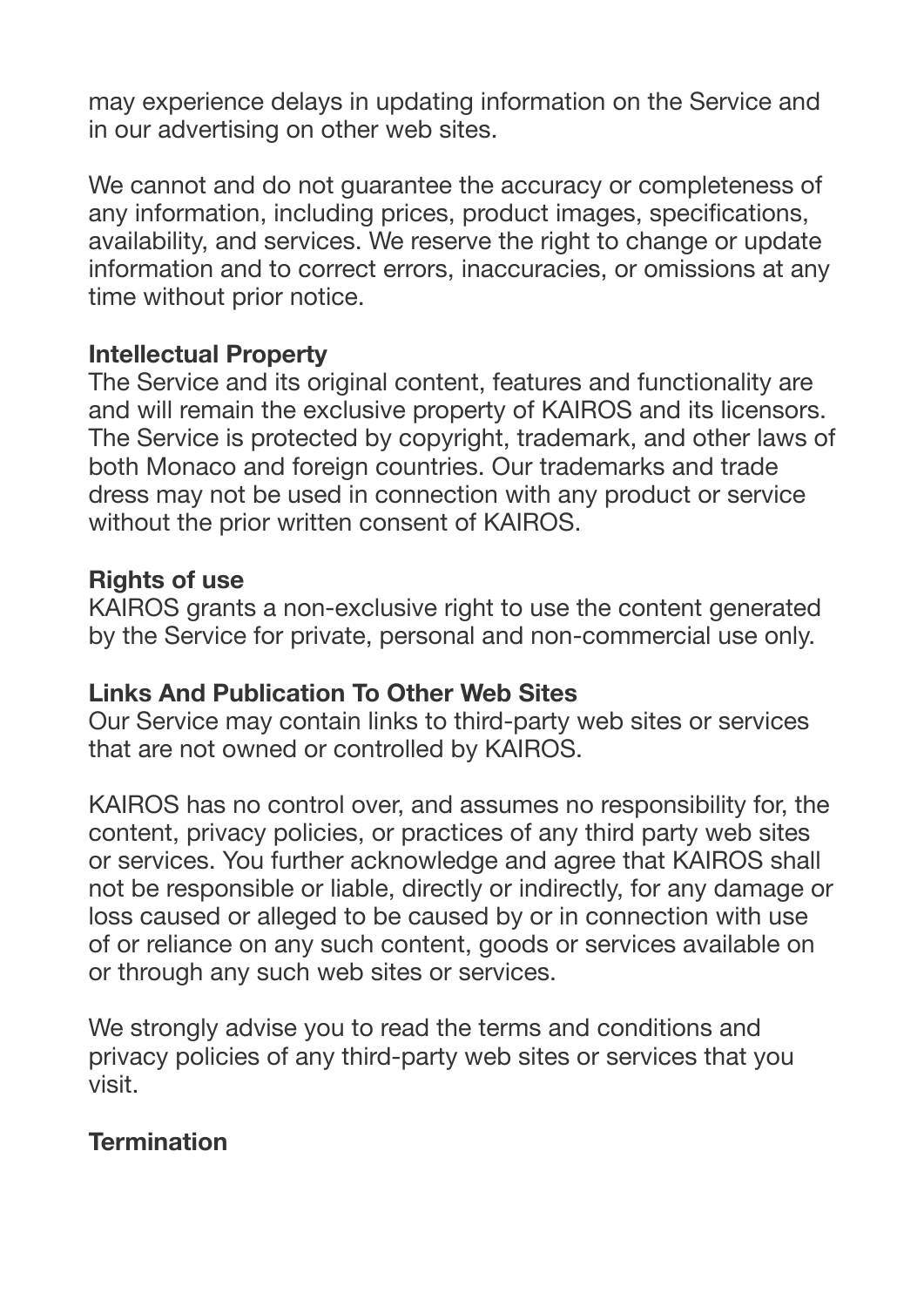may experience delays in updating information on the Service and in our advertising on other web sites.

We cannot and do not guarantee the accuracy or completeness of any information, including prices, product images, specifications, availability, and services. We reserve the right to change or update information and to correct errors, inaccuracies, or omissions at any time without prior notice.

**Intellectual Property**

The Service and its original content, features and functionality are and will remain the exclusive property of KAIROS and its licensors. The Service is protected by copyright, trademark, and other laws of both Monaco and foreign countries. Our trademarks and trade dress may not be used in connection with any product or service without the prior written consent of KAIROS.

**Rights of use**

KAIROS grants a non-exclusive right to use the content generated by the Service for private, personal and non-commercial use only.

**Links And Publication To Other Web Sites**

Our Service may contain links to third-party web sites or services that are not owned or controlled by KAIROS.

KAIROS has no control over, and assumes no responsibility for, the content, privacy policies, or practices of any third party web sites or services. You further acknowledge and agree that KAIROS shall not be responsible or liable, directly or indirectly, for any damage or loss caused or alleged to be caused by or in connection with use of or reliance on any such content, goods or services available on or through any such web sites or services.

We strongly advise you to read the terms and conditions and privacy policies of any third-party web sites or services that you visit.

**Termination**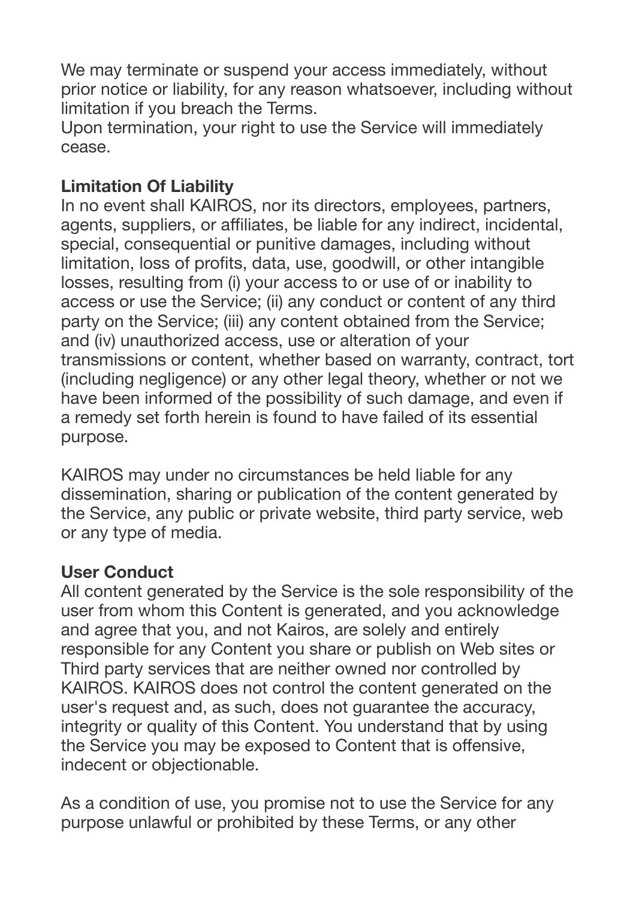We may terminate or suspend your access immediately, without prior notice or liability, for any reason whatsoever, including without limitation if you breach the Terms.
Upon termination, your right to use the Service will immediately cease.

**Limitation Of Liability**
In no event shall KAIROS, nor its directors, employees, partners, agents, suppliers, or affiliates, be liable for any indirect, incidental, special, consequential or punitive damages, including without limitation, loss of profits, data, use, goodwill, or other intangible losses, resulting from (i) your access to or use of or inability to access or use the Service; (ii) any conduct or content of any third party on the Service; (iii) any content obtained from the Service; and (iv) unauthorized access, use or alteration of your transmissions or content, whether based on warranty, contract, tort (including negligence) or any other legal theory, whether or not we have been informed of the possibility of such damage, and even if a remedy set forth herein is found to have failed of its essential purpose.

KAIROS may under no circumstances be held liable for any dissemination, sharing or publication of the content generated by the Service, any public or private website, third party service, web or any type of media.

**User Conduct**
All content generated by the Service is the sole responsibility of the user from whom this Content is generated, and you acknowledge and agree that you, and not Kairos, are solely and entirely responsible for any Content you share or publish on Web sites or Third party services that are neither owned nor controlled by KAIROS. KAIROS does not control the content generated on the user's request and, as such, does not guarantee the accuracy, integrity or quality of this Content. You understand that by using the Service you may be exposed to Content that is offensive, indecent or objectionable.

As a condition of use, you promise not to use the Service for any purpose unlawful or prohibited by these Terms, or any other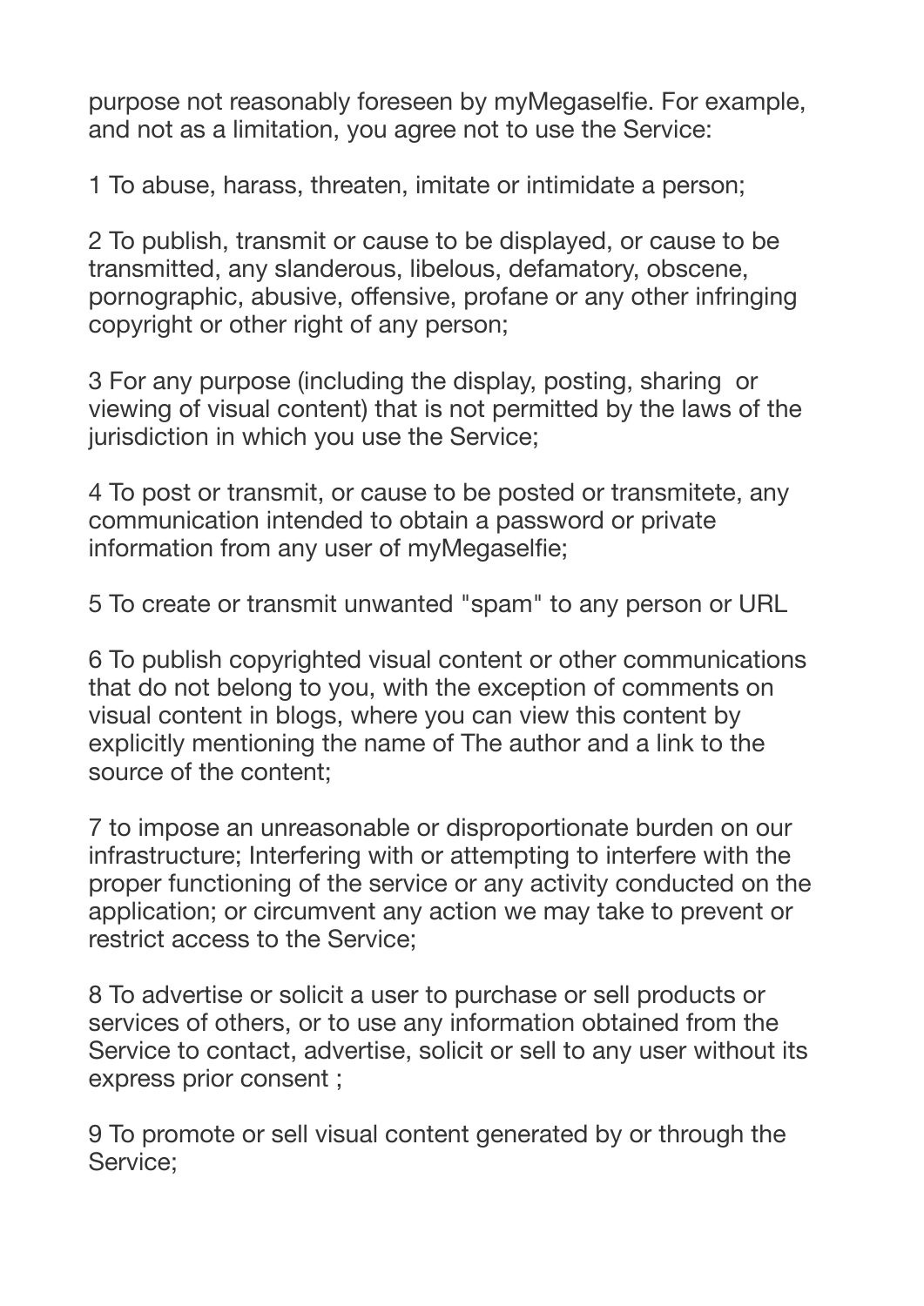purpose not reasonably foreseen by myMegaselfie. For example, and not as a limitation, you agree not to use the Service:

1 To abuse, harass, threaten, imitate or intimidate a person;

2 To publish, transmit or cause to be displayed, or cause to be transmitted, any slanderous, libelous, defamatory, obscene, pornographic, abusive, offensive, profane or any other infringing copyright or other right of any person;

3 For any purpose (including the display, posting, sharing  or viewing of visual content) that is not permitted by the laws of the jurisdiction in which you use the Service;

4 To post or transmit, or cause to be posted or transmitete, any communication intended to obtain a password or private information from any user of myMegaselfie;

5 To create or transmit unwanted "spam" to any person or URL

6 To publish copyrighted visual content or other communications that do not belong to you, with the exception of comments on visual content in blogs, where you can view this content by explicitly mentioning the name of The author and a link to the source of the content;

7 to impose an unreasonable or disproportionate burden on our infrastructure; Interfering with or attempting to interfere with the proper functioning of the service or any activity conducted on the application; or circumvent any action we may take to prevent or restrict access to the Service;

8 To advertise or solicit a user to purchase or sell products or services of others, or to use any information obtained from the Service to contact, advertise, solicit or sell to any user without its express prior consent ;

9 To promote or sell visual content generated by or through the Service;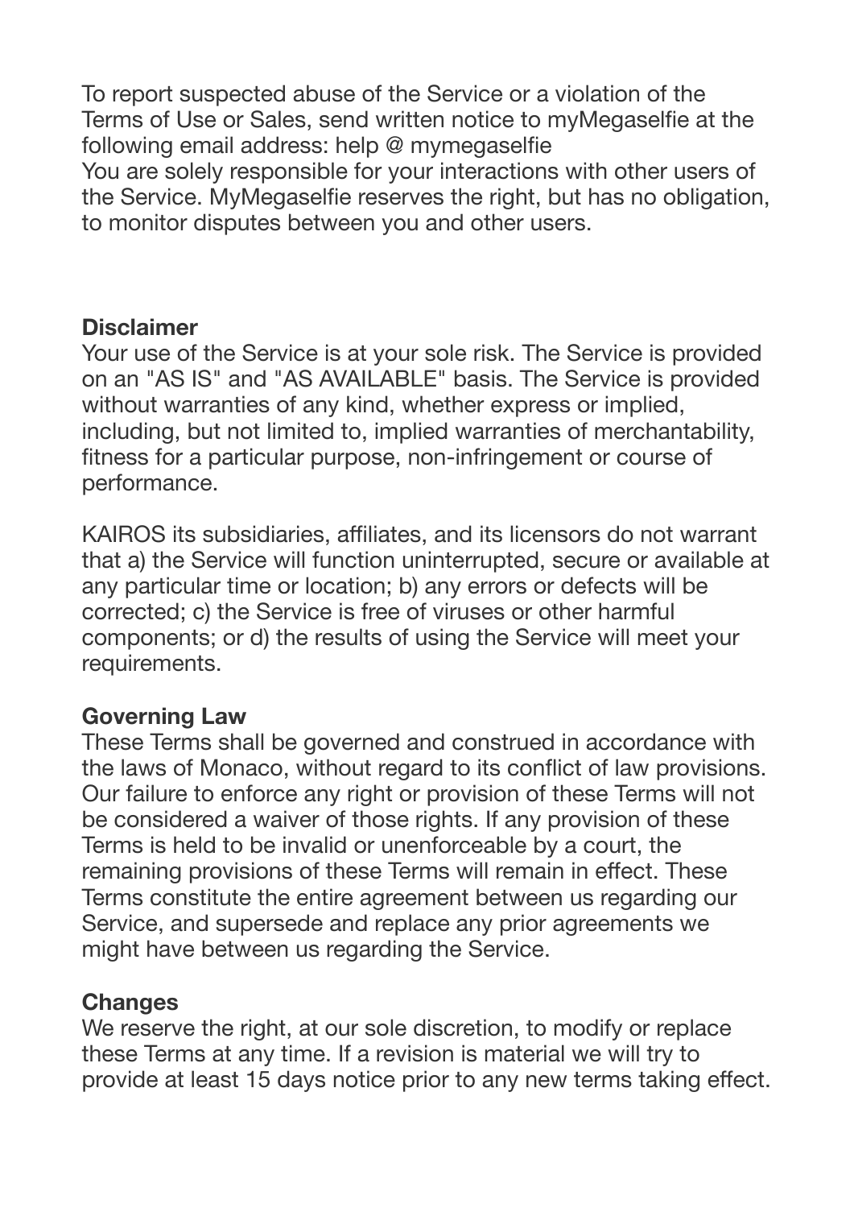To report suspected abuse of the Service or a violation of the Terms of Use or Sales, send written notice to myMegaselfie at the following email address: help @ mymegaselfie
You are solely responsible for your interactions with other users of the Service. MyMegaselfie reserves the right, but has no obligation, to monitor disputes between you and other users.

**Disclaimer**
Your use of the Service is at your sole risk. The Service is provided on an "AS IS" and "AS AVAILABLE" basis. The Service is provided without warranties of any kind, whether express or implied, including, but not limited to, implied warranties of merchantability, fitness for a particular purpose, non-infringement or course of performance.

KAIROS its subsidiaries, affiliates, and its licensors do not warrant that a) the Service will function uninterrupted, secure or available at any particular time or location; b) any errors or defects will be corrected; c) the Service is free of viruses or other harmful components; or d) the results of using the Service will meet your requirements.

**Governing Law**
These Terms shall be governed and construed in accordance with the laws of Monaco, without regard to its conflict of law provisions. Our failure to enforce any right or provision of these Terms will not be considered a waiver of those rights. If any provision of these Terms is held to be invalid or unenforceable by a court, the remaining provisions of these Terms will remain in effect. These Terms constitute the entire agreement between us regarding our Service, and supersede and replace any prior agreements we might have between us regarding the Service.

**Changes**
We reserve the right, at our sole discretion, to modify or replace these Terms at any time. If a revision is material we will try to provide at least 15 days notice prior to any new terms taking effect.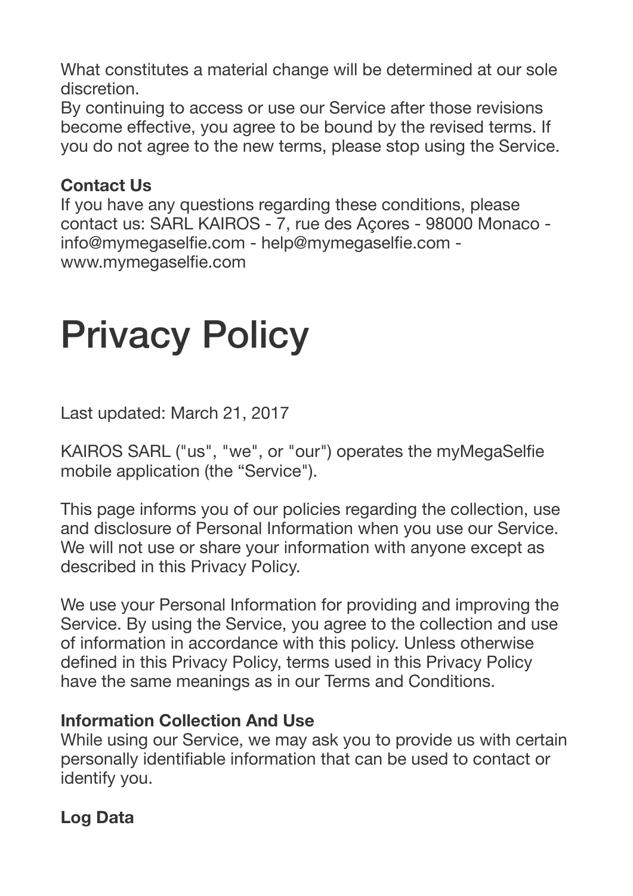What constitutes a material change will be determined at our sole discretion.
By continuing to access or use our Service after those revisions become effective, you agree to be bound by the revised terms. If you do not agree to the new terms, please stop using the Service.

**Contact Us**
If you have any questions regarding these conditions, please contact us: SARL KAIROS - 7, rue des Açores - 98000 Monaco - info@mymegaselfie.com - help@mymegaselfie.com - www.mymegaselfie.com

# Privacy Policy

Last updated: March 21, 2017

KAIROS SARL ("us", "we", or "our") operates the myMegaSelfie mobile application (the “Service").

This page informs you of our policies regarding the collection, use and disclosure of Personal Information when you use our Service. We will not use or share your information with anyone except as described in this Privacy Policy.

We use your Personal Information for providing and improving the Service. By using the Service, you agree to the collection and use of information in accordance with this policy. Unless otherwise defined in this Privacy Policy, terms used in this Privacy Policy have the same meanings as in our Terms and Conditions.

**Information Collection And Use**
While using our Service, we may ask you to provide us with certain personally identifiable information that can be used to contact or identify you.

**Log Data**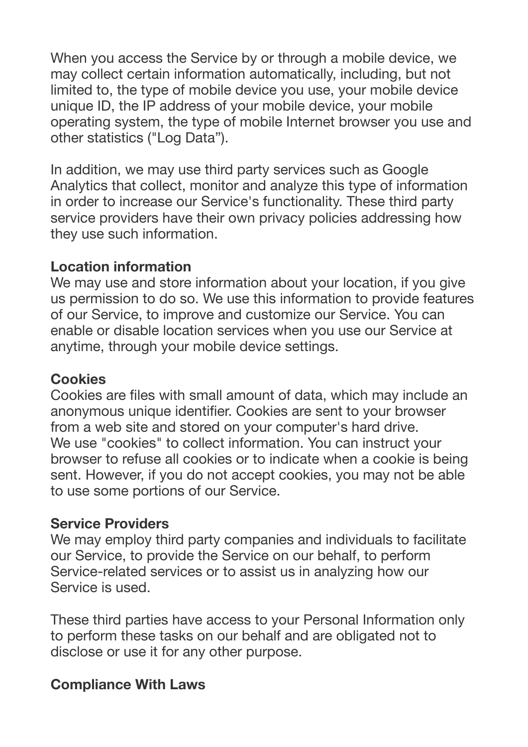When you access the Service by or through a mobile device, we may collect certain information automatically, including, but not limited to, the type of mobile device you use, your mobile device unique ID, the IP address of your mobile device, your mobile operating system, the type of mobile Internet browser you use and other statistics ("Log Data”).

In addition, we may use third party services such as Google Analytics that collect, monitor and analyze this type of information in order to increase our Service's functionality. These third party service providers have their own privacy policies addressing how they use such information.

**Location information**
We may use and store information about your location, if you give us permission to do so. We use this information to provide features of our Service, to improve and customize our Service. You can enable or disable location services when you use our Service at anytime, through your mobile device settings.

**Cookies**
Cookies are files with small amount of data, which may include an anonymous unique identifier. Cookies are sent to your browser from a web site and stored on your computer's hard drive.
We use "cookies" to collect information. You can instruct your browser to refuse all cookies or to indicate when a cookie is being sent. However, if you do not accept cookies, you may not be able to use some portions of our Service.

**Service Providers**
We may employ third party companies and individuals to facilitate our Service, to provide the Service on our behalf, to perform Service-related services or to assist us in analyzing how our Service is used.

These third parties have access to your Personal Information only to perform these tasks on our behalf and are obligated not to disclose or use it for any other purpose.

**Compliance With Laws**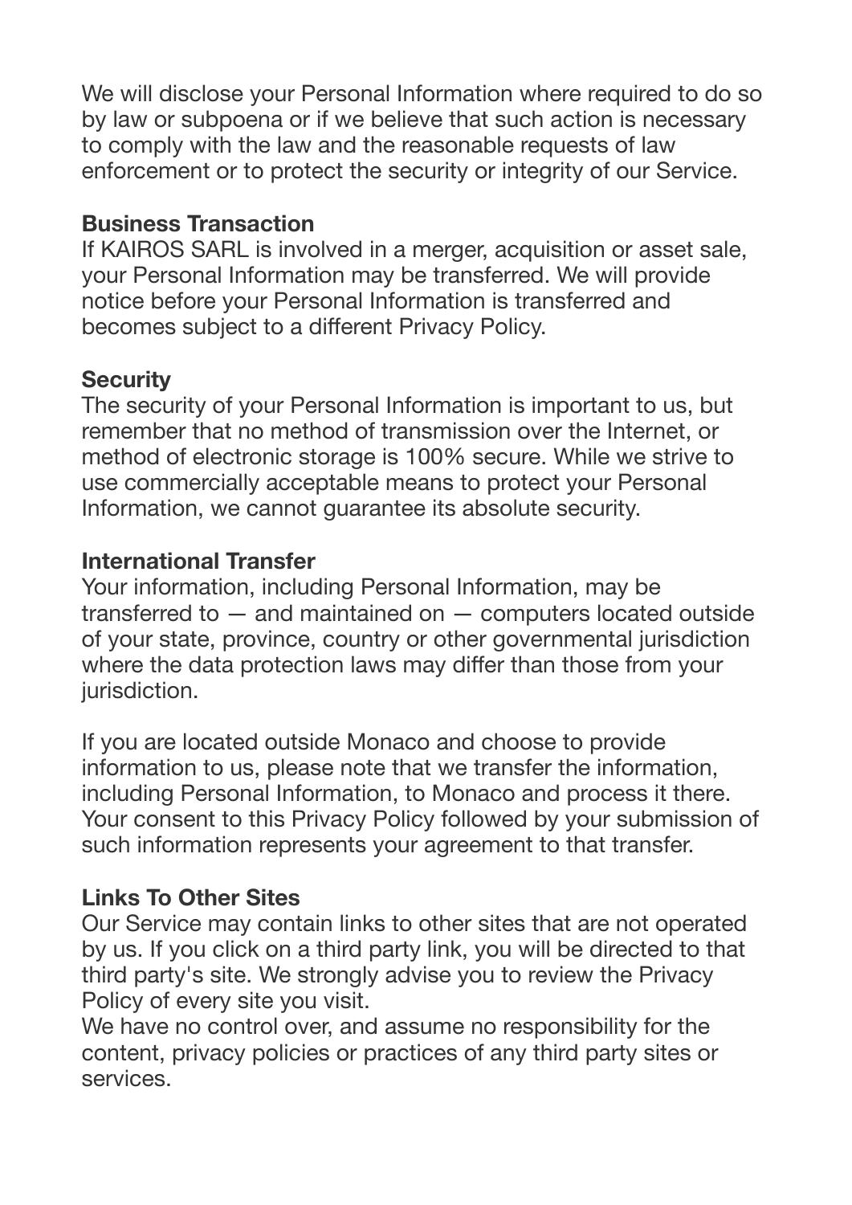We will disclose your Personal Information where required to do so by law or subpoena or if we believe that such action is necessary to comply with the law and the reasonable requests of law enforcement or to protect the security or integrity of our Service.

**Business Transaction**
If KAIROS SARL is involved in a merger, acquisition or asset sale, your Personal Information may be transferred. We will provide notice before your Personal Information is transferred and becomes subject to a different Privacy Policy.

**Security**
The security of your Personal Information is important to us, but remember that no method of transmission over the Internet, or method of electronic storage is 100% secure. While we strive to use commercially acceptable means to protect your Personal Information, we cannot guarantee its absolute security.

**International Transfer**
Your information, including Personal Information, may be transferred to — and maintained on — computers located outside of your state, province, country or other governmental jurisdiction where the data protection laws may differ than those from your jurisdiction.

If you are located outside Monaco and choose to provide information to us, please note that we transfer the information, including Personal Information, to Monaco and process it there. Your consent to this Privacy Policy followed by your submission of such information represents your agreement to that transfer.

**Links To Other Sites**
Our Service may contain links to other sites that are not operated by us. If you click on a third party link, you will be directed to that third party's site. We strongly advise you to review the Privacy Policy of every site you visit.
We have no control over, and assume no responsibility for the content, privacy policies or practices of any third party sites or services.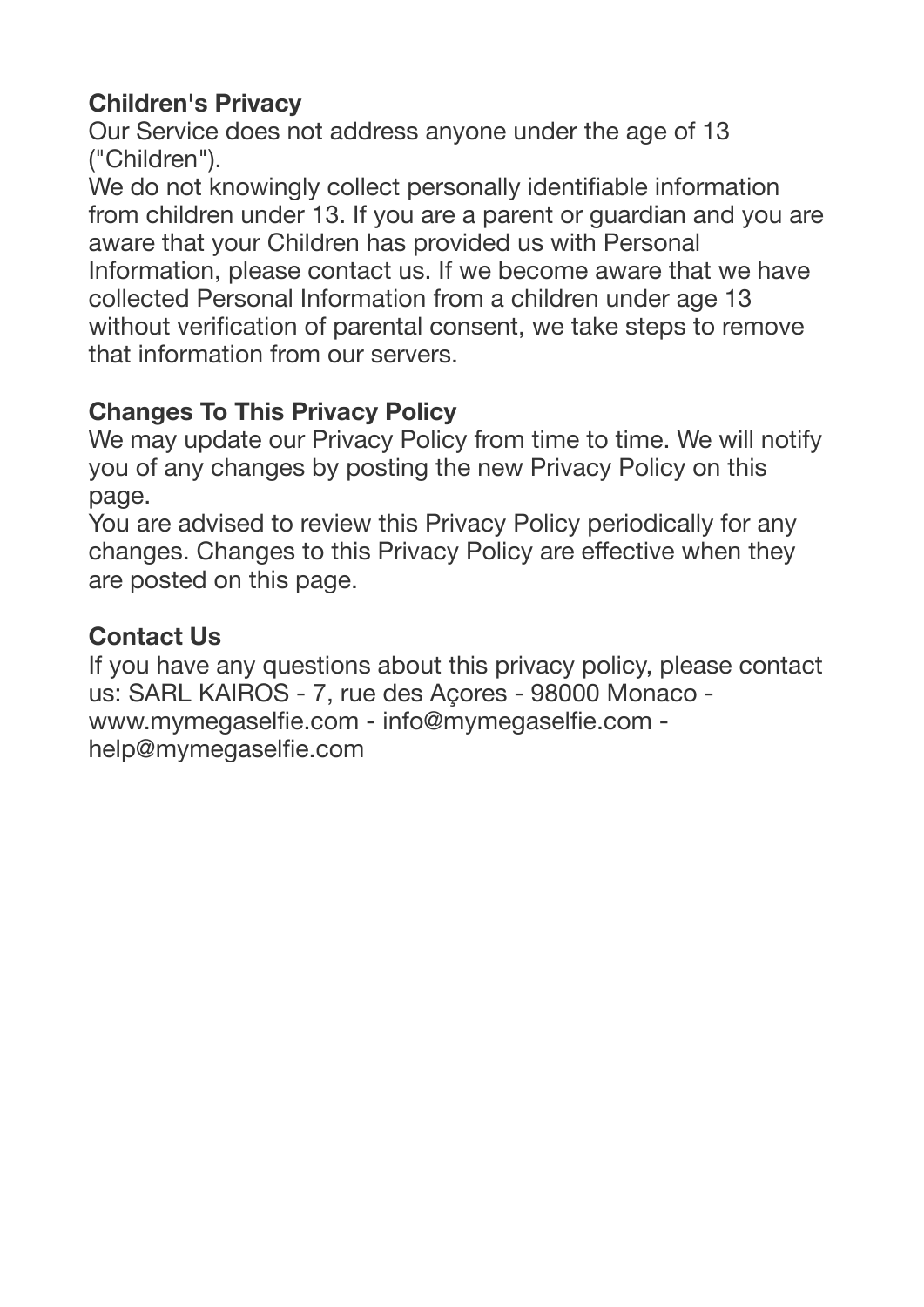## Children's Privacy

Our Service does not address anyone under the age of 13 ("Children").

We do not knowingly collect personally identifiable information from children under 13. If you are a parent or guardian and you are aware that your Children has provided us with Personal Information, please contact us. If we become aware that we have collected Personal Information from a children under age 13 without verification of parental consent, we take steps to remove that information from our servers.

## Changes To This Privacy Policy

We may update our Privacy Policy from time to time. We will notify you of any changes by posting the new Privacy Policy on this page.

You are advised to review this Privacy Policy periodically for any changes. Changes to this Privacy Policy are effective when they are posted on this page.

## Contact Us

If you have any questions about this privacy policy, please contact us: SARL KAIROS - 7, rue des Açores - 98000 Monaco - www.mymegaselfie.com - info@mymegaselfie.com - help@mymegaselfie.com